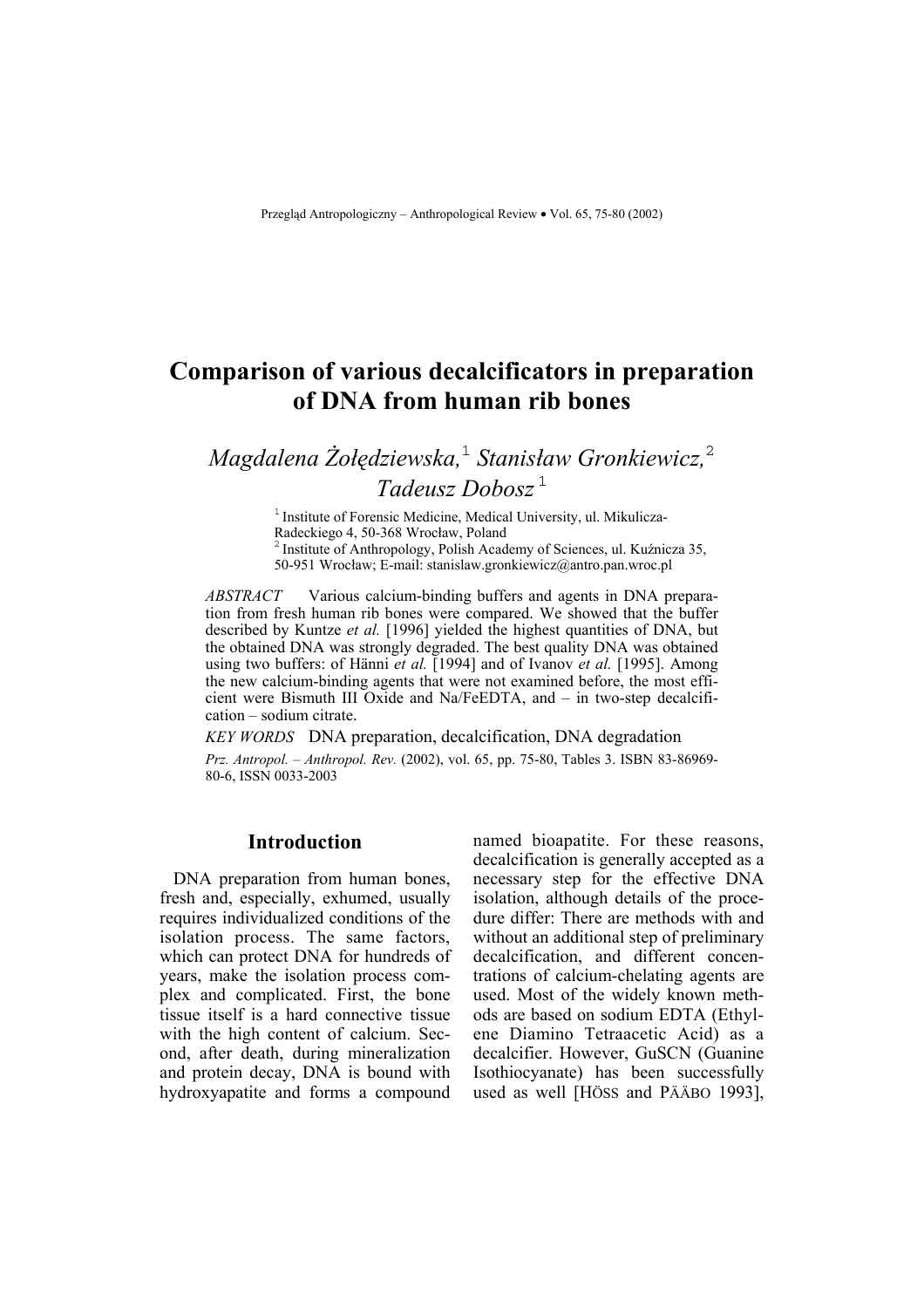# Comparison of various decalcificators in preparation of DNA from human rib bones

*Magdalena Żołędziewska,*[1] *Stanisław Gronkiewicz,*[2] *Tadeusz Dobosz*[1]

[1] Institute of Forensic Medicine, Medical University, ul. Mikulicza-Radeckiego 4, 50-368 Wrocław, Poland
[2] Institute of Anthropology, Polish Academy of Sciences, ul. Kuźnicza 35, 50-951 Wrocław; E-mail: stanislaw.gronkiewicz@antro.pan.wroc.pl

*ABSTRACT* Various calcium-binding buffers and agents in DNA preparation from fresh human rib bones were compared. We showed that the buffer described by Kuntze *et al.* [1996] yielded the highest quantities of DNA, but the obtained DNA was strongly degraded. The best quality DNA was obtained using two buffers: of Hänni *et al.* [1994] and of Ivanov *et al.* [1995]. Among the new calcium-binding agents that were not examined before, the most efficient were Bismuth III Oxide and Na/FeEDTA, and – in two-step decalcification – sodium citrate.

*KEY WORDS* DNA preparation, decalcification, DNA degradation

*Prz. Antropol. – Anthropol. Rev.* (2002), vol. 65, pp. 75-80, Tables 3. ISBN 83-86969-80-6, ISSN 0033-2003

## Introduction

DNA preparation from human bones, fresh and, especially, exhumed, usually requires individualized conditions of the isolation process. The same factors, which can protect DNA for hundreds of years, make the isolation process complex and complicated. First, the bone tissue itself is a hard connective tissue with the high content of calcium. Second, after death, during mineralization and protein decay, DNA is bound with hydroxyapatite and forms a compound named bioapatite. For these reasons, decalcification is generally accepted as a necessary step for the effective DNA isolation, although details of the procedure differ: There are methods with and without an additional step of preliminary decalcification, and different concentrations of calcium-chelating agents are used. Most of the widely known methods are based on sodium EDTA (Ethylene Diamino Tetraacetic Acid) as a decalcifier. However, GuSCN (Guanine Isothiocyanate) has been successfully used as well [HÖSS and PÄÄBO 1993],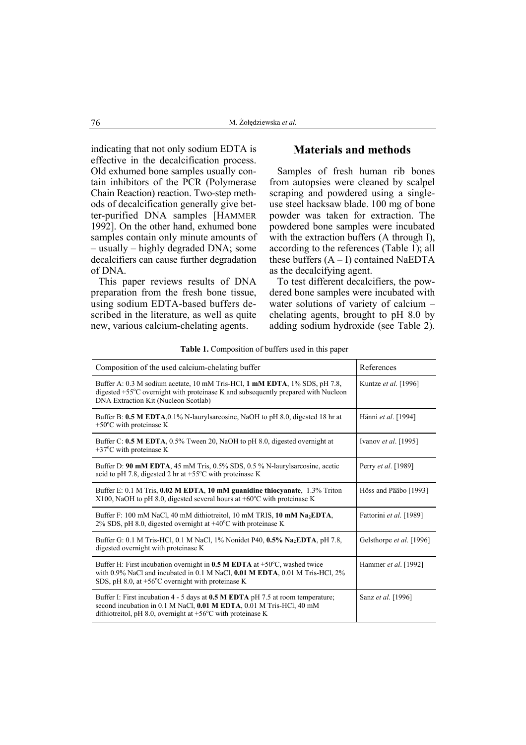indicating that not only sodium EDTA is effective in the decalcification process. Old exhumed bone samples usually contain inhibitors of the PCR (Polymerase Chain Reaction) reaction. Two-step methods of decalcification generally give better-purified DNA samples [HAMMER 1992]. On the other hand, exhumed bone samples contain only minute amounts of – usually – highly degraded DNA; some decalcifiers can cause further degradation of DNA.

This paper reviews results of DNA preparation from the fresh bone tissue, using sodium EDTA-based buffers described in the literature, as well as quite new, various calcium-chelating agents.

## Materials and methods

Samples of fresh human rib bones from autopsies were cleaned by scalpel scraping and powdered using a single-use steel hacksaw blade. 100 mg of bone powder was taken for extraction. The powdered bone samples were incubated with the extraction buffers (A through I), according to the references (Table 1); all these buffers (A – I) contained NaEDTA as the decalcifying agent.

To test different decalcifiers, the powdered bone samples were incubated with water solutions of variety of calcium – chelating agents, brought to pH 8.0 by adding sodium hydroxide (see Table 2).

**Table 1.** Composition of buffers used in this paper

| Composition of the used calcium-chelating buffer | References |
|---|---|
| Buffer A: 0.3 M sodium acetate, 10 mM Tris-HCl, **1 mM EDTA**, 1% SDS, pH 7.8, digested +55°C overnight with proteinase K and subsequently prepared with Nucleon DNA Extraction Kit (Nucleon Scotlab) | Kuntze *et al*. [1996] |
| Buffer B: **0.5 M EDTA**,0.1% N-laurylsarcosine, NaOH to pH 8.0, digested 18 hr at +50°C with proteinase K | Hänni *et al*. [1994] |
| Buffer C: **0.5 M EDTA**, 0.5% Tween 20, NaOH to pH 8.0, digested overnight at +37°C with proteinase K | Ivanov *et al*. [1995] |
| Buffer D: **90 mM EDTA**, 45 mM Tris, 0.5% SDS, 0.5 % N-laurylsarcosine, acetic acid to pH 7.8, digested 2 hr at +55°C with proteinase K | Perry *et al*. [1989] |
| Buffer E: 0.1 M Tris, **0.02 M EDTA**, **10 mM guanidine thiocyanate**, 1.3% Triton X100, NaOH to pH 8.0, digested several hours at +60°C with proteinase K | Höss and Pääbo [1993] |
| Buffer F: 100 mM NaCl, 40 mM dithiotreitol, 10 mM TRIS, **10 mM $Na_2$EDTA**, 2% SDS, pH 8.0, digested overnight at +40°C with proteinase K | Fattorini *et al*. [1989] |
| Buffer G: 0.1 M Tris-HCl, 0.1 M NaCl, 1% Nonidet P40, **0.5% $Na_2$EDTA**, pH 7.8, digested overnight with proteinase K | Gelsthorpe *et al*. [1996] |
| Buffer H: First incubation overnight in **0.5 M EDTA** at +50°C, washed twice with 0.9% NaCl and incubated in 0.1 M NaCl, **0.01 M EDTA**, 0.01 M Tris-HCl, 2% SDS, pH 8.0, at +56°C overnight with proteinase K | Hammer *et al*. [1992] |
| Buffer I: First incubation 4 - 5 days at **0.5 M EDTA** pH 7.5 at room temperature; second incubation in 0.1 M NaCl, **0.01 M EDTA**, 0.01 M Tris-HCl, 40 mM dithiotreitol, pH 8.0, overnight at +56°C with proteinase K | Sanz *et al*. [1996] |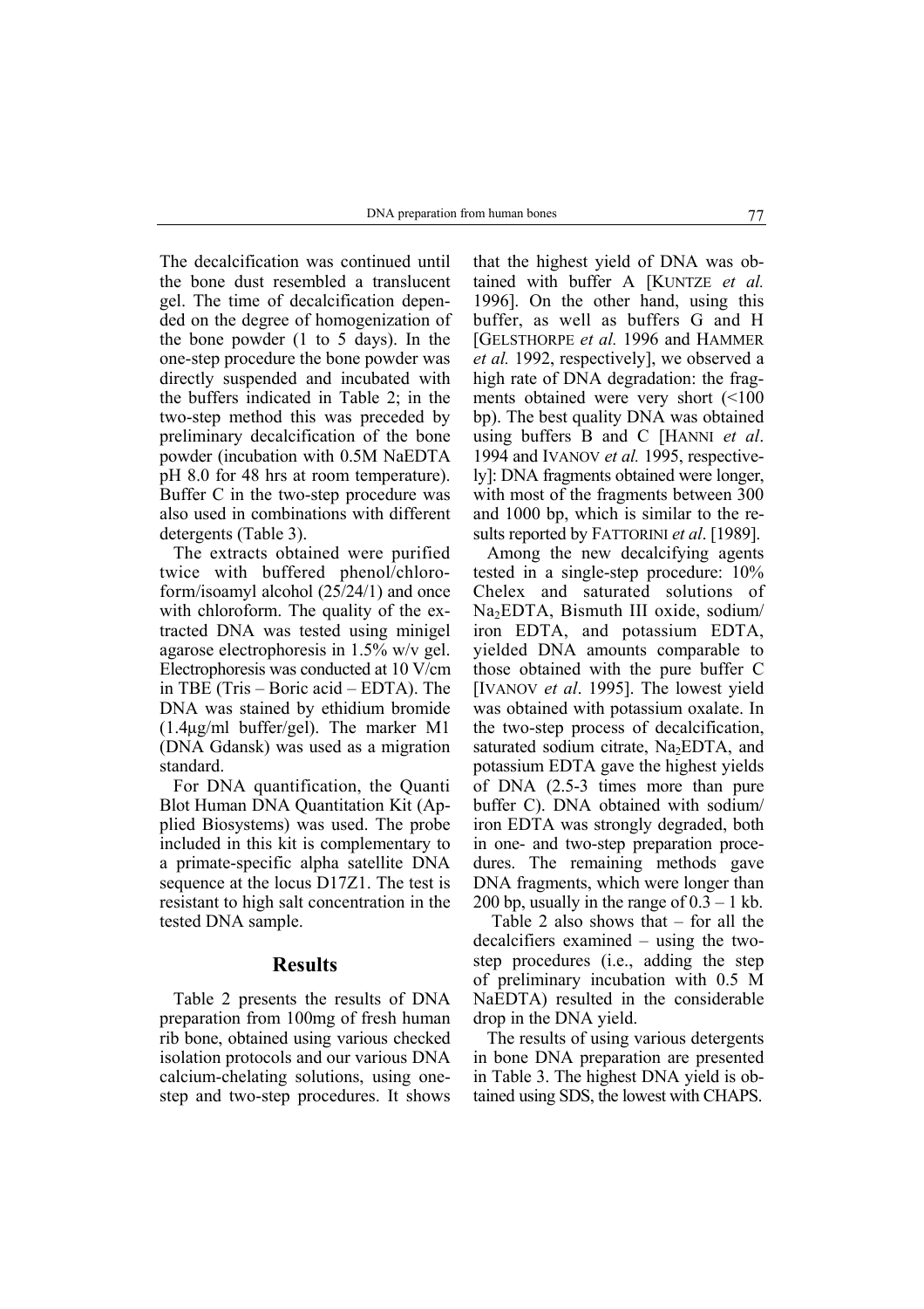The decalcification was continued until the bone dust resembled a translucent gel. The time of decalcification depended on the degree of homogenization of the bone powder (1 to 5 days). In the one-step procedure the bone powder was directly suspended and incubated with the buffers indicated in Table 2; in the two-step method this was preceded by preliminary decalcification of the bone powder (incubation with 0.5M NaEDTA pH 8.0 for 48 hrs at room temperature). Buffer C in the two-step procedure was also used in combinations with different detergents (Table 3).

The extracts obtained were purified twice with buffered phenol/chloroform/isoamyl alcohol (25/24/1) and once with chloroform. The quality of the extracted DNA was tested using minigel agarose electrophoresis in 1.5% w/v gel. Electrophoresis was conducted at 10 V/cm in TBE (Tris – Boric acid – EDTA). The DNA was stained by ethidium bromide (1.4μg/ml buffer/gel). The marker M1 (DNA Gdansk) was used as a migration standard.

For DNA quantification, the Quanti Blot Human DNA Quantitation Kit (Applied Biosystems) was used. The probe included in this kit is complementary to a primate-specific alpha satellite DNA sequence at the locus D17Z1. The test is resistant to high salt concentration in the tested DNA sample.

## Results

Table 2 presents the results of DNA preparation from 100mg of fresh human rib bone, obtained using various checked isolation protocols and our various DNA calcium-chelating solutions, using one-step and two-step procedures. It shows that the highest yield of DNA was obtained with buffer A [KUNTZE *et al.* 1996]. On the other hand, using this buffer, as well as buffers G and H [GELSTHORPE *et al.* 1996 and HAMMER *et al.* 1992, respectively], we observed a high rate of DNA degradation: the fragments obtained were very short (<100 bp). The best quality DNA was obtained using buffers B and C [HANNI *et al*. 1994 and IVANOV *et al.* 1995, respectively]: DNA fragments obtained were longer, with most of the fragments between 300 and 1000 bp, which is similar to the results reported by FATTORINI *et al*. [1989].

Among the new decalcifying agents tested in a single-step procedure: 10% Chelex and saturated solutions of $Na_2EDTA$, Bismuth III oxide, sodium/iron EDTA, and potassium EDTA, yielded DNA amounts comparable to those obtained with the pure buffer C [IVANOV *et al*. 1995]. The lowest yield was obtained with potassium oxalate. In the two-step process of decalcification, saturated sodium citrate, $Na_2EDTA$, and potassium EDTA gave the highest yields of DNA (2.5-3 times more than pure buffer C). DNA obtained with sodium/iron EDTA was strongly degraded, both in one- and two-step preparation procedures. The remaining methods gave DNA fragments, which were longer than 200 bp, usually in the range of 0.3 – 1 kb.

Table 2 also shows that – for all the decalcifiers examined – using the two-step procedures (i.e., adding the step of preliminary incubation with 0.5 M NaEDTA) resulted in the considerable drop in the DNA yield.

The results of using various detergents in bone DNA preparation are presented in Table 3. The highest DNA yield is obtained using SDS, the lowest with CHAPS.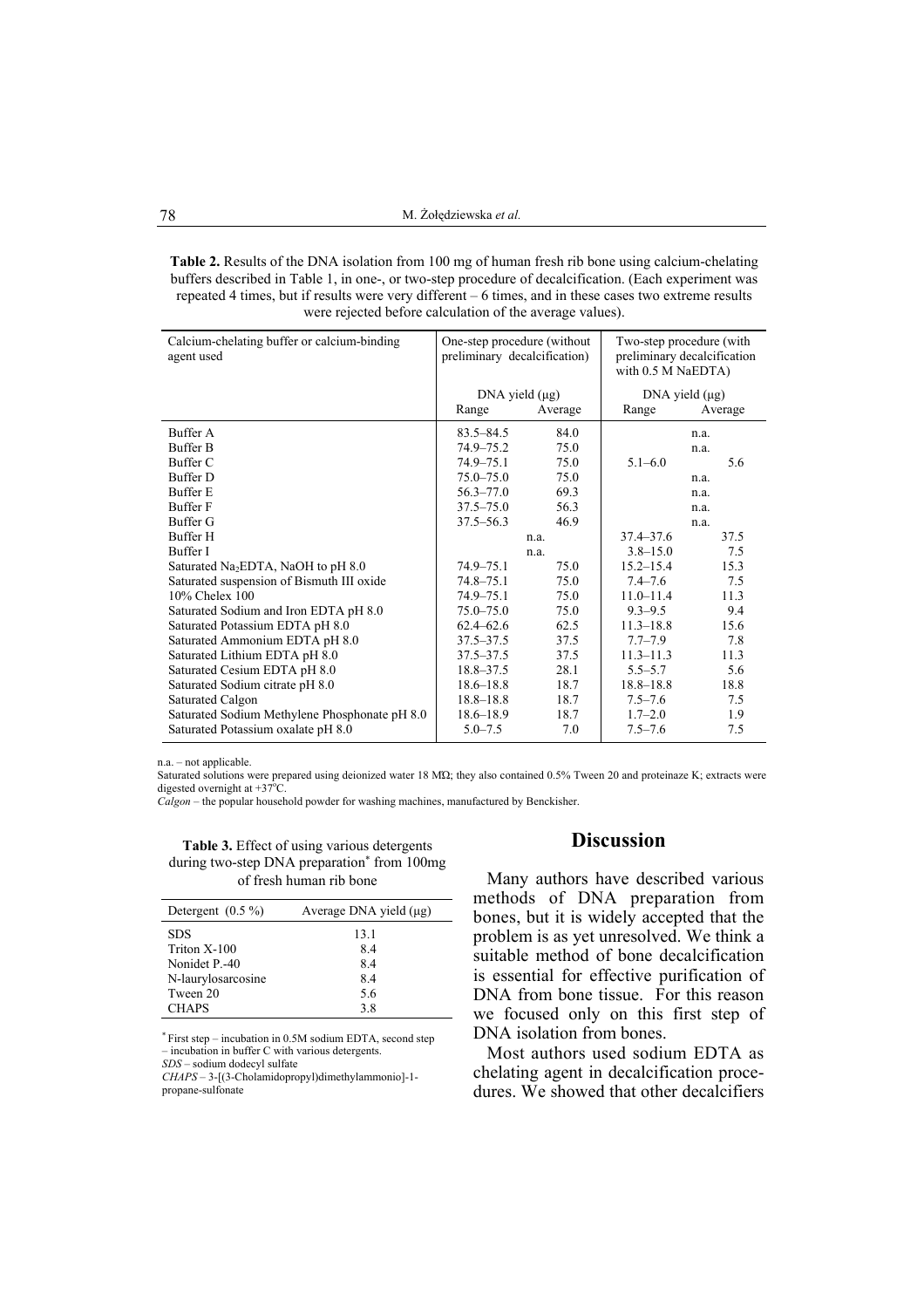**Table 2.** Results of the DNA isolation from 100 mg of human fresh rib bone using calcium-chelating buffers described in Table 1, in one-, or two-step procedure of decalcification. (Each experiment was repeated 4 times, but if results were very different – 6 times, and in these cases two extreme results were rejected before calculation of the average values).

| Calcium-chelating buffer or calcium-binding agent used | One-step procedure (without preliminary decalcification) | | Two-step procedure (with preliminary decalcification with 0.5 M NaEDTA) | |
|---|---|---|---|---|
| | DNA yield (μg) | | DNA yield (μg) | |
| | Range | Average | Range | Average |
| Buffer A | 83.5–84.5 | 84.0 | n.a. | |
| Buffer B | 74.9–75.2 | 75.0 | n.a. | |
| Buffer C | 74.9–75.1 | 75.0 | 5.1–6.0 | 5.6 |
| Buffer D | 75.0–75.0 | 75.0 | n.a. | |
| Buffer E | 56.3–77.0 | 69.3 | n.a. | |
| Buffer F | 37.5–75.0 | 56.3 | n.a. | |
| Buffer G | 37.5–56.3 | 46.9 | n.a. | |
| Buffer H | n.a. | | 37.4–37.6 | 37.5 |
| Buffer I | n.a. | | 3.8–15.0 | 7.5 |
| Saturated $Na_2EDTA$, NaOH to pH 8.0 | 74.9–75.1 | 75.0 | 15.2–15.4 | 15.3 |
| Saturated suspension of Bismuth III oxide | 74.8–75.1 | 75.0 | 7.4–7.6 | 7.5 |
| 10% Chelex 100 | 74.9–75.1 | 75.0 | 11.0–11.4 | 11.3 |
| Saturated Sodium and Iron EDTA pH 8.0 | 75.0–75.0 | 75.0 | 9.3–9.5 | 9.4 |
| Saturated Potassium EDTA pH 8.0 | 62.4–62.6 | 62.5 | 11.3–18.8 | 15.6 |
| Saturated Ammonium EDTA pH 8.0 | 37.5–37.5 | 37.5 | 7.7–7.9 | 7.8 |
| Saturated Lithium EDTA pH 8.0 | 37.5–37.5 | 37.5 | 11.3–11.3 | 11.3 |
| Saturated Cesium EDTA pH 8.0 | 18.8–37.5 | 28.1 | 5.5–5.7 | 5.6 |
| Saturated Sodium citrate pH 8.0 | 18.6–18.8 | 18.7 | 18.8–18.8 | 18.8 |
| Saturated Calgon | 18.8–18.8 | 18.7 | 7.5–7.6 | 7.5 |
| Saturated Sodium Methylene Phosphonate pH 8.0 | 18.6–18.9 | 18.7 | 1.7–2.0 | 1.9 |
| Saturated Potassium oxalate pH 8.0 | 5.0–7.5 | 7.0 | 7.5–7.6 | 7.5 |

n.a. – not applicable.
Saturated solutions were prepared using deionized water 18 MΩ; they also contained 0.5% Tween 20 and proteinaze K; extracts were digested overnight at +37°C.
*Calgon* – the popular household powder for washing machines, manufactured by Benckisher.

**Table 3.** Effect of using various detergents during two-step DNA preparation* from 100mg of fresh human rib bone

| Detergent (0.5 %) | Average DNA yield (μg) |
|---|---|
| SDS | 13.1 |
| Triton X-100 | 8.4 |
| Nonidet P.-40 | 8.4 |
| N-laurylosarcosine | 8.4 |
| Tween 20 | 5.6 |
| CHAPS | 3.8 |

* First step – incubation in 0.5M sodium EDTA, second step – incubation in buffer C with various detergents.
*SDS* – sodium dodecyl sulfate
*CHAPS* – 3-[(3-Cholamidopropyl)dimethylammonio]-1-propane-sulfonate

## Discussion

Many authors have described various methods of DNA preparation from bones, but it is widely accepted that the problem is as yet unresolved. We think a suitable method of bone decalcification is essential for effective purification of DNA from bone tissue. For this reason we focused only on this first step of DNA isolation from bones.

Most authors used sodium EDTA as chelating agent in decalcification procedures. We showed that other decalcifiers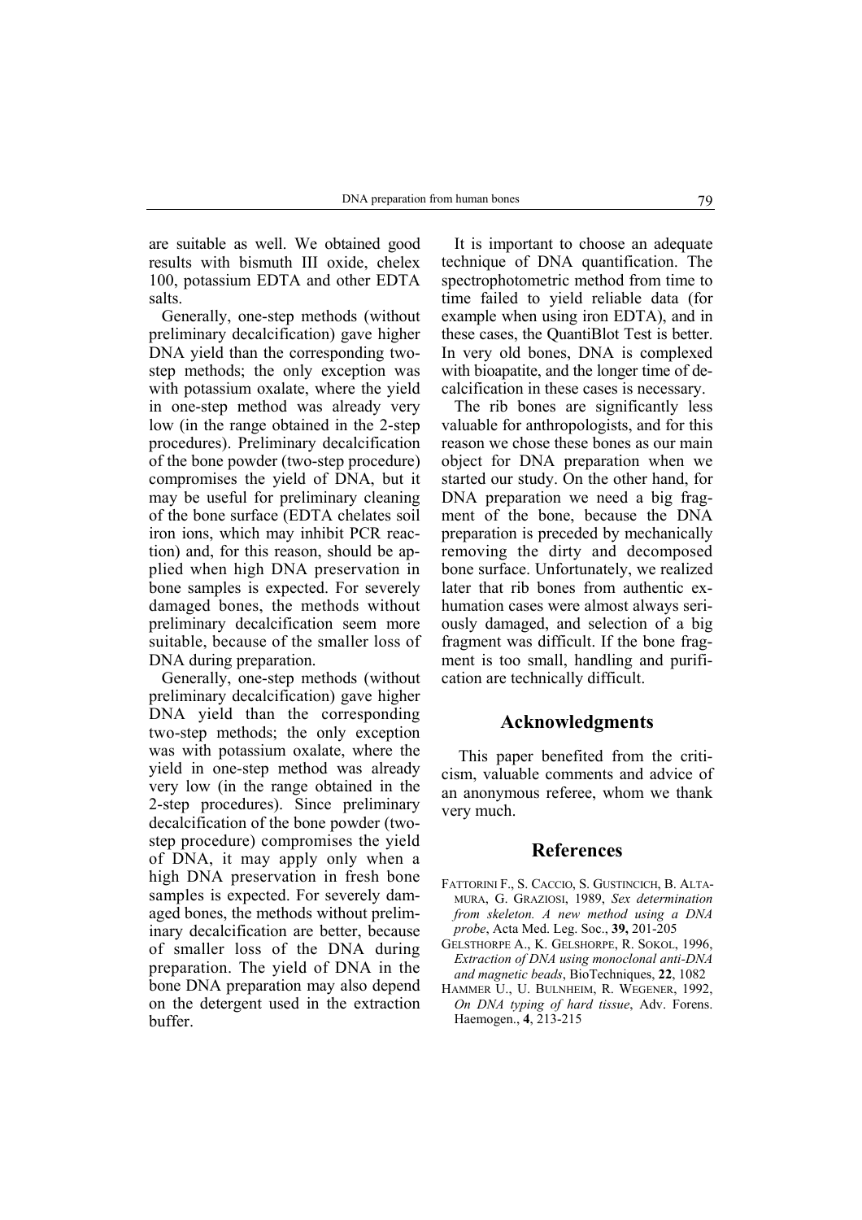are suitable as well. We obtained good results with bismuth III oxide, chelex 100, potassium EDTA and other EDTA salts.

Generally, one-step methods (without preliminary decalcification) gave higher DNA yield than the corresponding two-step methods; the only exception was with potassium oxalate, where the yield in one-step method was already very low (in the range obtained in the 2-step procedures). Preliminary decalcification of the bone powder (two-step procedure) compromises the yield of DNA, but it may be useful for preliminary cleaning of the bone surface (EDTA chelates soil iron ions, which may inhibit PCR reaction) and, for this reason, should be applied when high DNA preservation in bone samples is expected. For severely damaged bones, the methods without preliminary decalcification seem more suitable, because of the smaller loss of DNA during preparation.

Generally, one-step methods (without preliminary decalcification) gave higher DNA yield than the corresponding two-step methods; the only exception was with potassium oxalate, where the yield in one-step method was already very low (in the range obtained in the 2-step procedures). Since preliminary decalcification of the bone powder (two-step procedure) compromises the yield of DNA, it may apply only when a high DNA preservation in fresh bone samples is expected. For severely damaged bones, the methods without preliminary decalcification are better, because of smaller loss of the DNA during preparation. The yield of DNA in the bone DNA preparation may also depend on the detergent used in the extraction buffer.

It is important to choose an adequate technique of DNA quantification. The spectrophotometric method from time to time failed to yield reliable data (for example when using iron EDTA), and in these cases, the QuantiBlot Test is better. In very old bones, DNA is complexed with bioapatite, and the longer time of decalcification in these cases is necessary.

The rib bones are significantly less valuable for anthropologists, and for this reason we chose these bones as our main object for DNA preparation when we started our study. On the other hand, for DNA preparation we need a big fragment of the bone, because the DNA preparation is preceded by mechanically removing the dirty and decomposed bone surface. Unfortunately, we realized later that rib bones from authentic exhumation cases were almost always seriously damaged, and selection of a big fragment was difficult. If the bone fragment is too small, handling and purification are technically difficult.

## Acknowledgments

This paper benefited from the criticism, valuable comments and advice of an anonymous referee, whom we thank very much.

## References

FATTORINI F., S. CACCIO, S. GUSTINCICH, B. ALTAMURA, G. GRAZIOSI, 1989, *Sex determination from skeleton. A new method using a DNA probe*, Acta Med. Leg. Soc., **39,** 201-205

GELSTHORPE A., K. GELSHORPE, R. SOKOL, 1996, *Extraction of DNA using monoclonal anti-DNA and magnetic beads*, BioTechniques, **22**, 1082

HAMMER U., U. BULNHEIM, R. WEGENER, 1992, *On DNA typing of hard tissue*, Adv. Forens. Haemogen., **4**, 213-215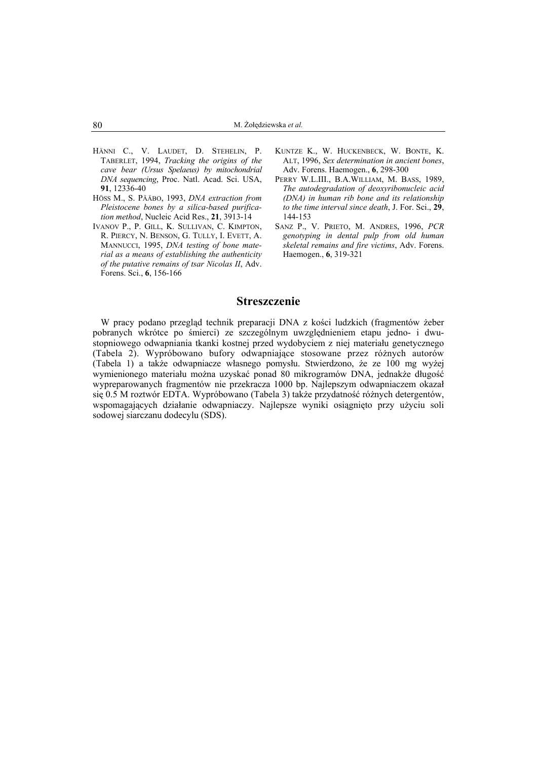HÄNNI C., V. LAUDET, D. STEHELIN, P. TABERLET, 1994, *Tracking the origins of the cave bear (Ursus Spelaeus) by mitochondrial DNA sequencing*, Proc. Natl. Acad. Sci. USA, **91**, 12336-40

HÖSS M., S. PÄÄBO, 1993, *DNA extraction from Pleistocene bones by a silica-based purification method*, Nucleic Acid Res., **21**, 3913-14

IVANOV P., P. GILL, K. SULLIVAN, C. KIMPTON, R. PIERCY, N. BENSON, G. TULLY, I. EVETT, A. MANNUCCI, 1995, *DNA testing of bone material as a means of establishing the authenticity of the putative remains of tsar Nicolas II*, Adv. Forens. Sci., **6**, 156-166

KUNTZE K., W. HUCKENBECK, W. BONTE, K. ALT, 1996, *Sex determination in ancient bones*, Adv. Forens. Haemogen., **6**, 298-300

PERRY W.L.III., B.A.WILLIAM, M. BASS, 1989, *The autodegradation of deoxyribonucleic acid (DNA) in human rib bone and its relationship to the time interval since death*, J. For. Sci., **29**, 144-153

SANZ P., V. PRIETO, M. ANDRES, 1996, *PCR genotyping in dental pulp from old human skeletal remains and fire victims*, Adv. Forens. Haemogen., **6**, 319-321

## Streszczenie

W pracy podano przegląd technik preparacji DNA z kości ludzkich (fragmentów żeber pobranych wkrótce po śmierci) ze szczególnym uwzględnieniem etapu jedno- i dwustopniowego odwapniania tkanki kostnej przed wydobyciem z niej materiału genetycznego (Tabela 2). Wypróbowano bufory odwapniające stosowane przez różnych autorów (Tabela 1) a także odwapniacze własnego pomysłu. Stwierdzono, że ze 100 mg wyżej wymienionego materiału można uzyskać ponad 80 mikrogramów DNA, jednakże długość wypreparowanych fragmentów nie przekracza 1000 bp. Najlepszym odwapniaczem okazał się 0.5 M roztwór EDTA. Wypróbowano (Tabela 3) także przydatność różnych detergentów, wspomagających działanie odwapniaczy. Najlepsze wyniki osiągnięto przy użyciu soli sodowej siarczanu dodecylu (SDS).